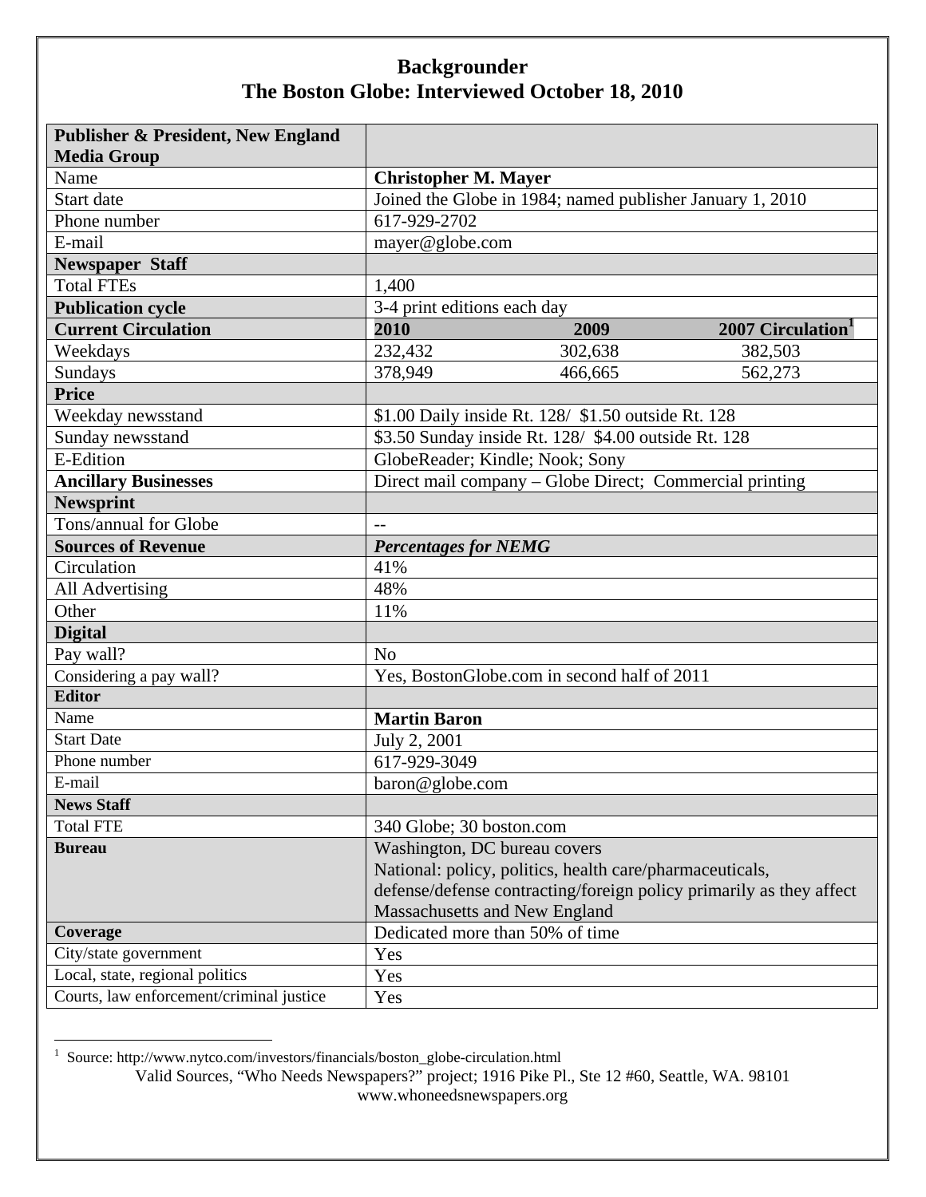# Backgrounder
## The Boston Globe: Interviewed October 18, 2010

| **Publisher & President, New England Media Group** | | | |
|---|---|---|---|
| Name | **Christopher M. Mayer** | | |
| Start date | Joined the Globe in 1984; named publisher January 1, 2010 | | |
| Phone number | 617-929-2702 | | |
| E-mail | mayer@globe.com | | |
| **Newspaper Staff** | | | |
| Total FTEs | 1,400 | | |
| **Publication cycle** | 3-4 print editions each day | | |
| **Current Circulation** | **2010** | **2009** | **2007 Circulation**[1] |
| Weekdays | 232,432 | 302,638 | 382,503 |
| Sundays | 378,949 | 466,665 | 562,273 |
| **Price** | | | |
| Weekday newsstand | $1.00 Daily inside Rt. 128/ $1.50 outside Rt. 128 | | |
| Sunday newsstand | $3.50 Sunday inside Rt. 128/ $4.00 outside Rt. 128 | | |
| E-Edition | GlobeReader; Kindle; Nook; Sony | | |
| **Ancillary Businesses** | Direct mail company – Globe Direct; Commercial printing | | |
| **Newsprint** | | | |
| Tons/annual for Globe | -- | | |
| **Sources of Revenue** | ***Percentages for NEMG*** | | |
| Circulation | 41% | | |
| All Advertising | 48% | | |
| Other | 11% | | |
| **Digital** | | | |
| Pay wall? | No | | |
| Considering a pay wall? | Yes, BostonGlobe.com in second half of 2011 | | |
| **Editor** | | | |
| Name | **Martin Baron** | | |
| Start Date | July 2, 2001 | | |
| Phone number | 617-929-3049 | | |
| E-mail | baron@globe.com | | |
| **News Staff** | | | |
| Total FTE | 340 Globe; 30 boston.com | | |
| **Bureau** | Washington, DC bureau covers National: policy, politics, health care/pharmaceuticals, defense/defense contracting/foreign policy primarily as they affect Massachusetts and New England | | |
| **Coverage** | Dedicated more than 50% of time | | |
| City/state government | Yes | | |
| Local, state, regional politics | Yes | | |
| Courts, law enforcement/criminal justice | Yes | | |

[1] Source: http://www.nytco.com/investors/financials/boston_globe-circulation.html

Valid Sources, "Who Needs Newspapers?" project; 1916 Pike Pl., Ste 12 #60, Seattle, WA. 98101
www.whoneedsnewspapers.org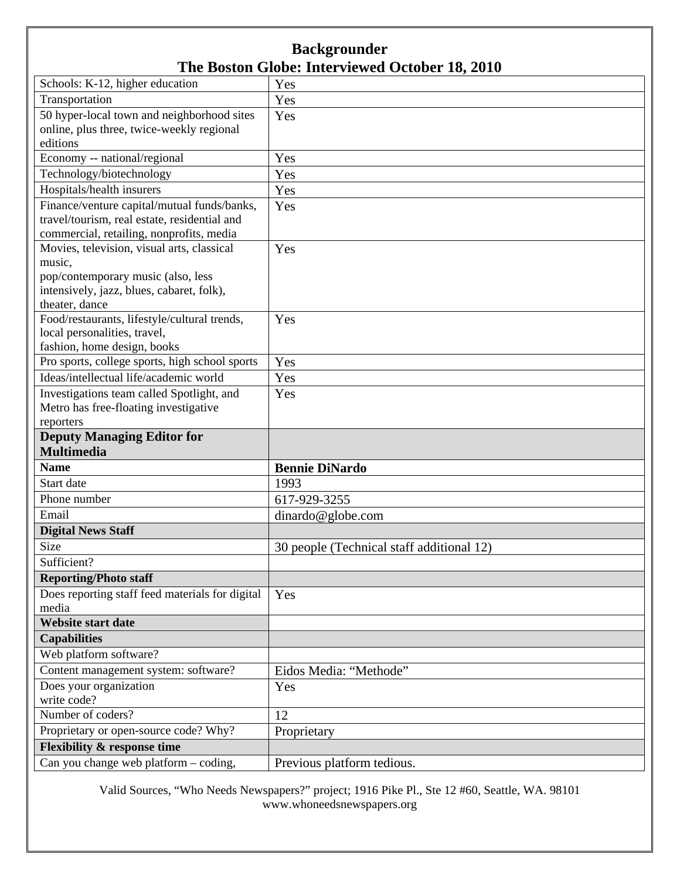## Backgrounder

## The Boston Globe: Interviewed October 18, 2010

| | |
|---|---|
| Schools: K-12, higher education | Yes |
| Transportation | Yes |
| 50 hyper-local town and neighborhood sites online, plus three, twice-weekly regional editions | Yes |
| Economy -- national/regional | Yes |
| Technology/biotechnology | Yes |
| Hospitals/health insurers | Yes |
| Finance/venture capital/mutual funds/banks, travel/tourism, real estate, residential and commercial, retailing, nonprofits, media | Yes |
| Movies, television, visual arts, classical music, pop/contemporary music (also, less intensively, jazz, blues, cabaret, folk), theater, dance | Yes |
| Food/restaurants, lifestyle/cultural trends, local personalities, travel, fashion, home design, books | Yes |
| Pro sports, college sports, high school sports | Yes |
| Ideas/intellectual life/academic world | Yes |
| Investigations team called Spotlight, and Metro has free-floating investigative reporters | Yes |
| **Deputy Managing Editor for Multimedia** | |
| **Name** | **Bennie DiNardo** |
| Start date | 1993 |
| Phone number | 617-929-3255 |
| Email | dinardo@globe.com |
| **Digital News Staff** | |
| Size | 30 people (Technical staff additional 12) |
| Sufficient? | |
| **Reporting/Photo staff** | |
| Does reporting staff feed materials for digital media | Yes |
| **Website start date** | |
| **Capabilities** | |
| Web platform software? | |
| Content management system: software? | Eidos Media: "Methode" |
| Does your organization write code? | Yes |
| Number of coders? | 12 |
| Proprietary or open-source code? Why? | Proprietary |
| **Flexibility & response time** | |
| Can you change web platform – coding, | Previous platform tedious. |

Valid Sources, "Who Needs Newspapers?" project; 1916 Pike Pl., Ste 12 #60, Seattle, WA. 98101
www.whoneedsnewspapers.org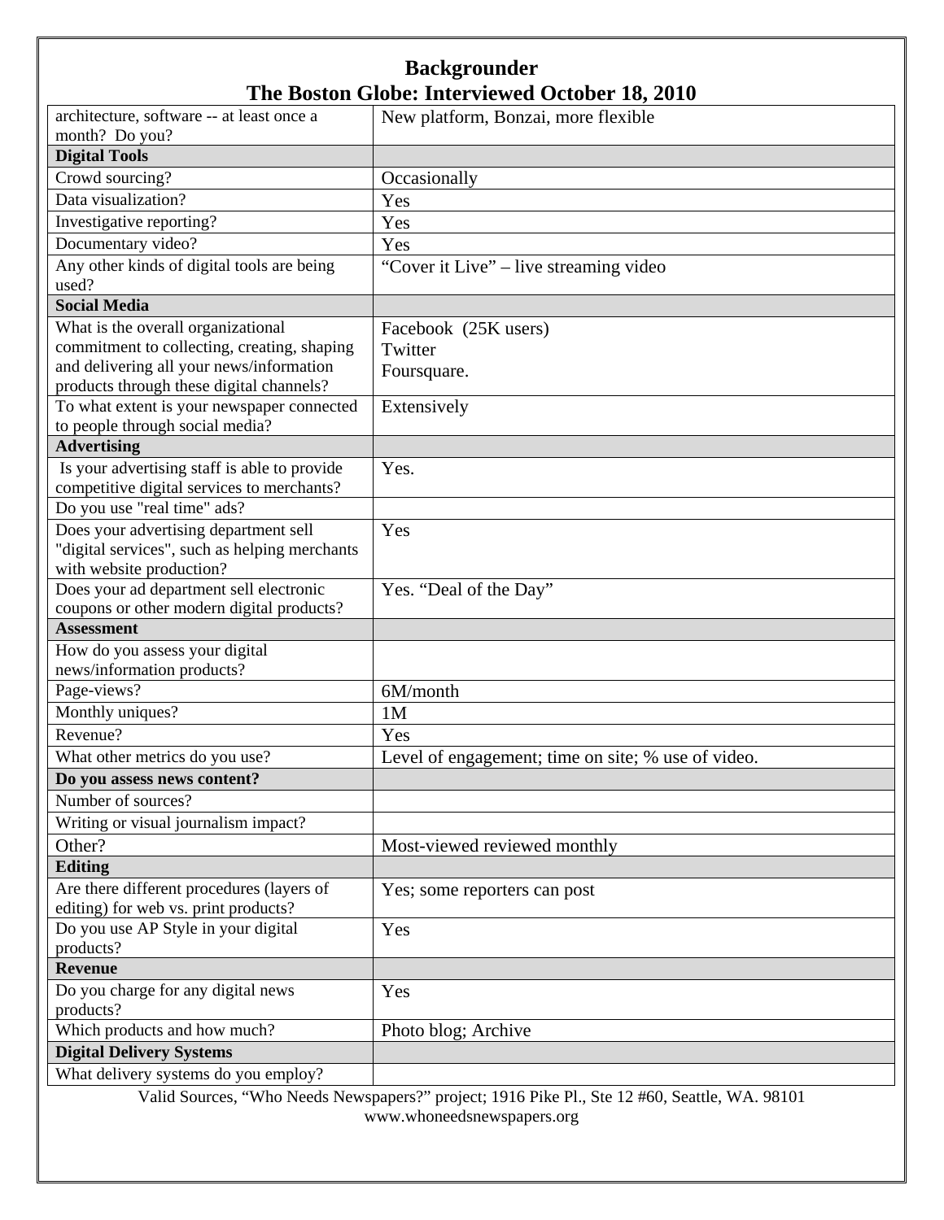# Backgrounder
## The Boston Globe: Interviewed October 18, 2010

| | |
|---|---|
| architecture, software -- at least once a month? Do you? | New platform, Bonzai, more flexible |
| **Digital Tools** | |
| Crowd sourcing? | Occasionally |
| Data visualization? | Yes |
| Investigative reporting? | Yes |
| Documentary video? | Yes |
| Any other kinds of digital tools are being used? | "Cover it Live" – live streaming video |
| **Social Media** | |
| What is the overall organizational commitment to collecting, creating, shaping and delivering all your news/information products through these digital channels? | Facebook (25K users)<br>Twitter<br>Foursquare. |
| To what extent is your newspaper connected to people through social media? | Extensively |
| **Advertising** | |
| Is your advertising staff is able to provide competitive digital services to merchants? | Yes. |
| Do you use "real time" ads? | |
| Does your advertising department sell "digital services", such as helping merchants with website production? | Yes |
| Does your ad department sell electronic coupons or other modern digital products? | Yes. "Deal of the Day" |
| **Assessment** | |
| How do you assess your digital news/information products? | |
| Page-views? | 6M/month |
| Monthly uniques? | 1M |
| Revenue? | Yes |
| What other metrics do you use? | Level of engagement; time on site; % use of video. |
| **Do you assess news content?** | |
| Number of sources? | |
| Writing or visual journalism impact? | |
| Other? | Most-viewed reviewed monthly |
| **Editing** | |
| Are there different procedures (layers of editing) for web vs. print products? | Yes; some reporters can post |
| Do you use AP Style in your digital products? | Yes |
| **Revenue** | |
| Do you charge for any digital news products? | Yes |
| Which products and how much? | Photo blog; Archive |
| **Digital Delivery Systems** | |
| What delivery systems do you employ? | |

Valid Sources, "Who Needs Newspapers?" project; 1916 Pike Pl., Ste 12 #60, Seattle, WA. 98101
www.whoneedsnewspapers.org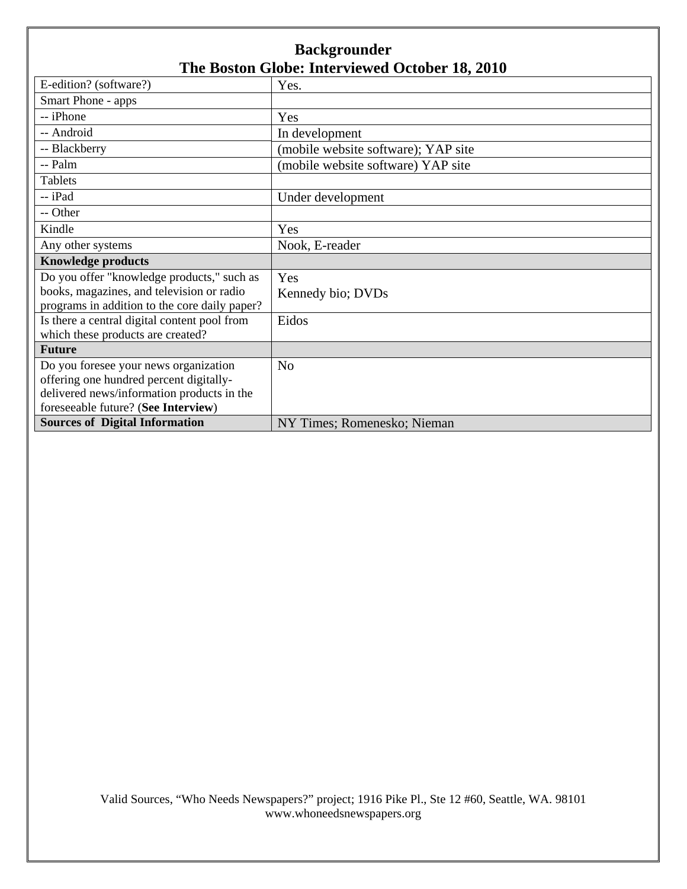# Backgrounder

## The Boston Globe: Interviewed October 18, 2010

| | |
|---|---|
| E-edition? (software?) | Yes. |
| Smart Phone - apps | |
| -- iPhone | Yes |
| -- Android | In development |
| -- Blackberry | (mobile website software); YAP site |
| -- Palm | (mobile website software) YAP site |
| Tablets | |
| -- iPad | Under development |
| -- Other | |
| Kindle | Yes |
| Any other systems | Nook, E-reader |
| **Knowledge products** | |
| Do you offer "knowledge products," such as books, magazines, and television or radio programs in addition to the core daily paper? | Yes<br>Kennedy bio; DVDs |
| Is there a central digital content pool from which these products are created? | Eidos |
| **Future** | |
| Do you foresee your news organization offering one hundred percent digitally-delivered news/information products in the foreseeable future? (**See Interview**) | No |
| **Sources of Digital Information** | NY Times; Romenesko; Nieman |

Valid Sources, "Who Needs Newspapers?" project; 1916 Pike Pl., Ste 12 #60, Seattle, WA. 98101
www.whoneedsnewspapers.org